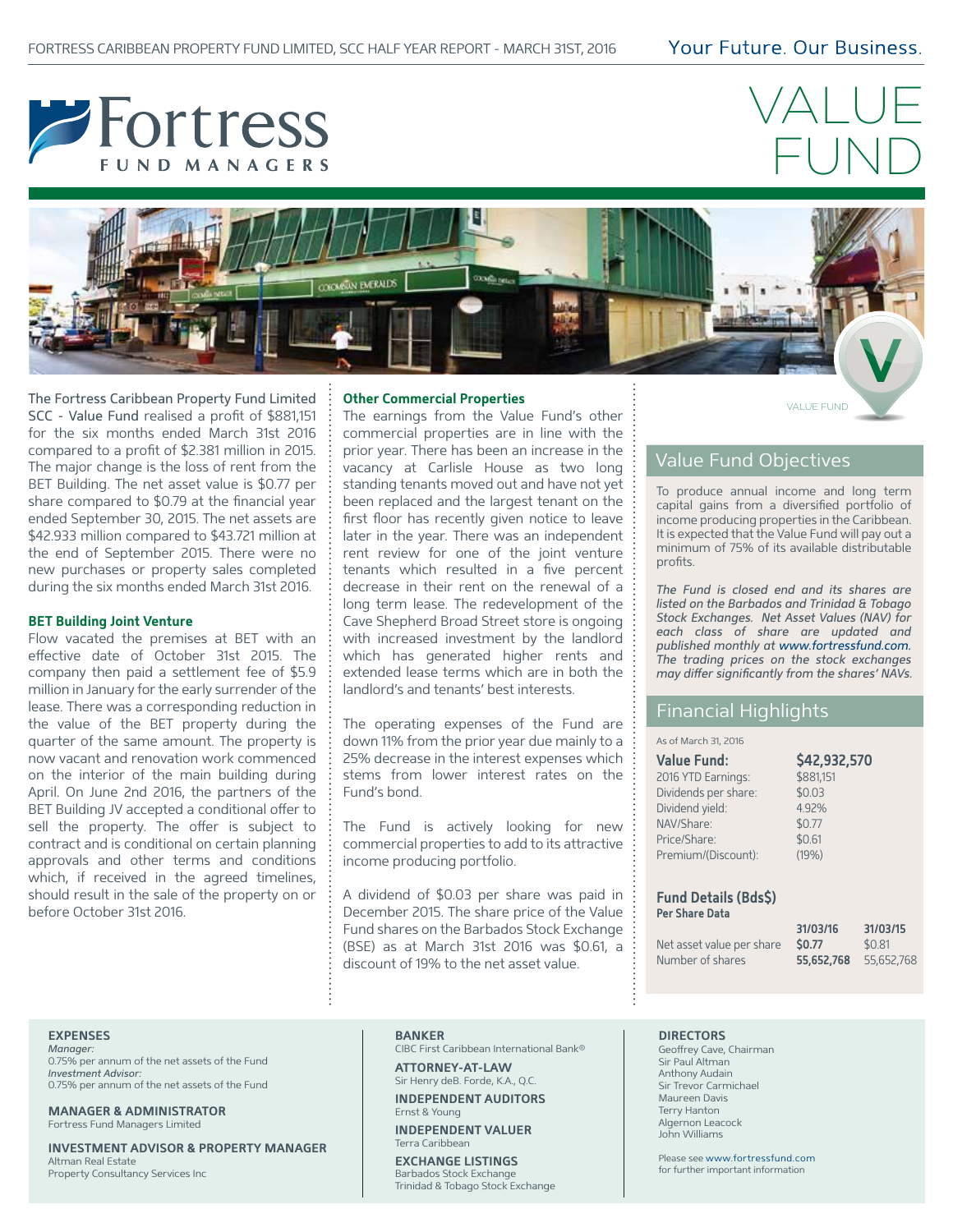# Fortress FUND MANAGERS

# VALUE FUND

The Fortress Caribbean Property Fund Limited SCC - Value Fund realised a profit of $881,151 for the six months ended March 31st 2016 compared to a profit of $2.381 million in 2015. The major change is the loss of rent from the BET Building. The net asset value is $0.77 per share compared to $0.79 at the financial year ended September 30, 2015. The net assets are $42.933 million compared to $43.721 million at the end of September 2015. There were no new purchases or property sales completed during the six months ended March 31st 2016.

### BET Building Joint Venture

Flow vacated the premises at BET with an effective date of October 31st 2015. The company then paid a settlement fee of $5.9 million in January for the early surrender of the lease. There was a corresponding reduction in the value of the BET property during the quarter of the same amount. The property is now vacant and renovation work commenced on the interior of the main building during April. On June 2nd 2016, the partners of the BET Building JV accepted a conditional offer to sell the property. The offer is subject to contract and is conditional on certain planning approvals and other terms and conditions which, if received in the agreed timelines, should result in the sale of the property on or before October 31st 2016.

### Other Commercial Properties

The earnings from the Value Fund's other commercial properties are in line with the prior year. There has been an increase in the vacancy at Carlisle House as two long standing tenants moved out and have not yet been replaced and the largest tenant on the first floor has recently given notice to leave later in the year. There was an independent rent review for one of the joint venture tenants which resulted in a five percent decrease in their rent on the renewal of a long term lease. The redevelopment of the Cave Shepherd Broad Street store is ongoing with increased investment by the landlord which has generated higher rents and extended lease terms which are in both the landlord's and tenants' best interests.

The operating expenses of the Fund are down 11% from the prior year due mainly to a 25% decrease in the interest expenses which stems from lower interest rates on the Fund's bond.

The Fund is actively looking for new commercial properties to add to its attractive income producing portfolio.

A dividend of $0.03 per share was paid in December 2015. The share price of the Value Fund shares on the Barbados Stock Exchange (BSE) as at March 31st 2016 was $0.61, a discount of 19% to the net asset value.

## Value Fund Objectives

To produce annual income and long term capital gains from a diversified portfolio of income producing properties in the Caribbean. It is expected that the Value Fund will pay out a minimum of 75% of its available distributable profits.

*The Fund is closed end and its shares are listed on the Barbados and Trinidad & Tobago Stock Exchanges. Net Asset Values (NAV) for each class of share are updated and published monthly at www.fortressfund.com. The trading prices on the stock exchanges may differ significantly from the shares' NAVs.*

## Financial Highlights

As of March 31, 2016

| **Value Fund:** | **$42,932,570** |
|---|---|
| 2016 YTD Earnings: | $881,151 |
| Dividends per share: | $0.03 |
| Dividend yield: | 4.92% |
| NAV/Share: | $0.77 |
| Price/Share: | $0.61 |
| Premium/(Discount): | (19%) |

### Fund Details (Bds$)

**Per Share Data**

| | 31/03/16 | 31/03/15 |
|---|---|---|
| Net asset value per share | **$0.77** | $0.81 |
| Number of shares | **55,652,768** | 55,652,768 |

**EXPENSES**
*Manager:*
0.75% per annum of the net assets of the Fund
*Investment Advisor:*
0.75% per annum of the net assets of the Fund

**MANAGER & ADMINISTRATOR**
Fortress Fund Managers Limited

**INVESTMENT ADVISOR & PROPERTY MANAGER**
Altman Real Estate
Property Consultancy Services Inc

**BANKER**
CIBC First Caribbean International Bank®

**ATTORNEY-AT-LAW**
Sir Henry deB. Forde, K.A., Q.C.

**INDEPENDENT AUDITORS**
Ernst & Young

**INDEPENDENT VALUER**
Terra Caribbean

**EXCHANGE LISTINGS**
Barbados Stock Exchange
Trinidad & Tobago Stock Exchange

**DIRECTORS**
Geoffrey Cave, Chairman
Sir Paul Altman
Anthony Audain
Sir Trevor Carmichael
Maureen Davis
Terry Hanton
Algernon Leacock
John Williams

Please see www.fortressfund.com for further important information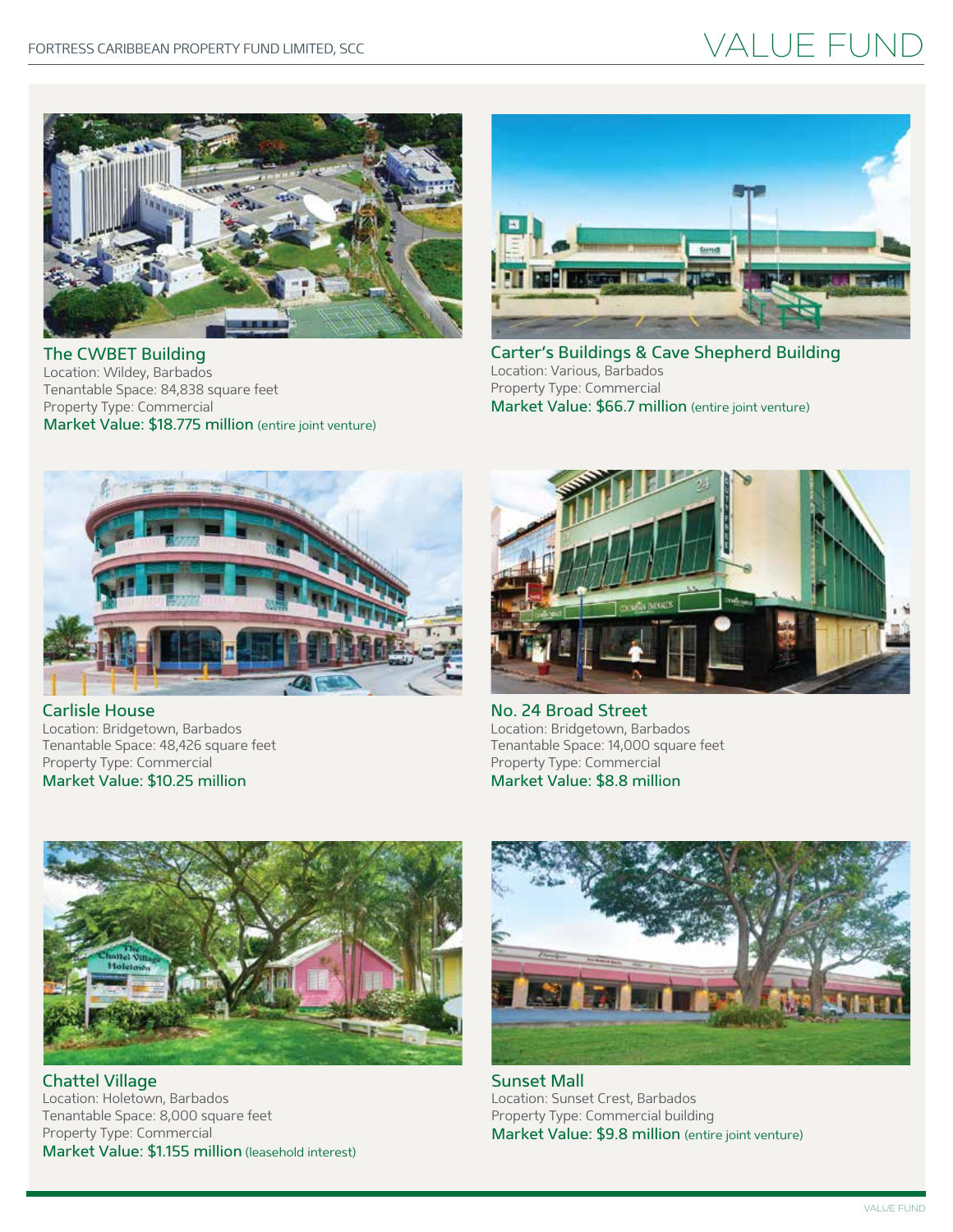# VALUE FUND

### The CWBET Building
Location: Wildey, Barbados
Tenantable Space: 84,838 square feet
Property Type: Commercial
**Market Value: $18.775 million** (entire joint venture)

### Carter's Buildings & Cave Shepherd Building
Location: Various, Barbados
Property Type: Commercial
**Market Value: $66.7 million** (entire joint venture)

### Carlisle House
Location: Bridgetown, Barbados
Tenantable Space: 48,426 square feet
Property Type: Commercial
**Market Value: $10.25 million**

### No. 24 Broad Street
Location: Bridgetown, Barbados
Tenantable Space: 14,000 square feet
Property Type: Commercial
**Market Value: $8.8 million**

### Chattel Village
Location: Holetown, Barbados
Tenantable Space: 8,000 square feet
Property Type: Commercial
**Market Value: $1.155 million** (leasehold interest)

### Sunset Mall
Location: Sunset Crest, Barbados
Property Type: Commercial building
**Market Value: $9.8 million** (entire joint venture)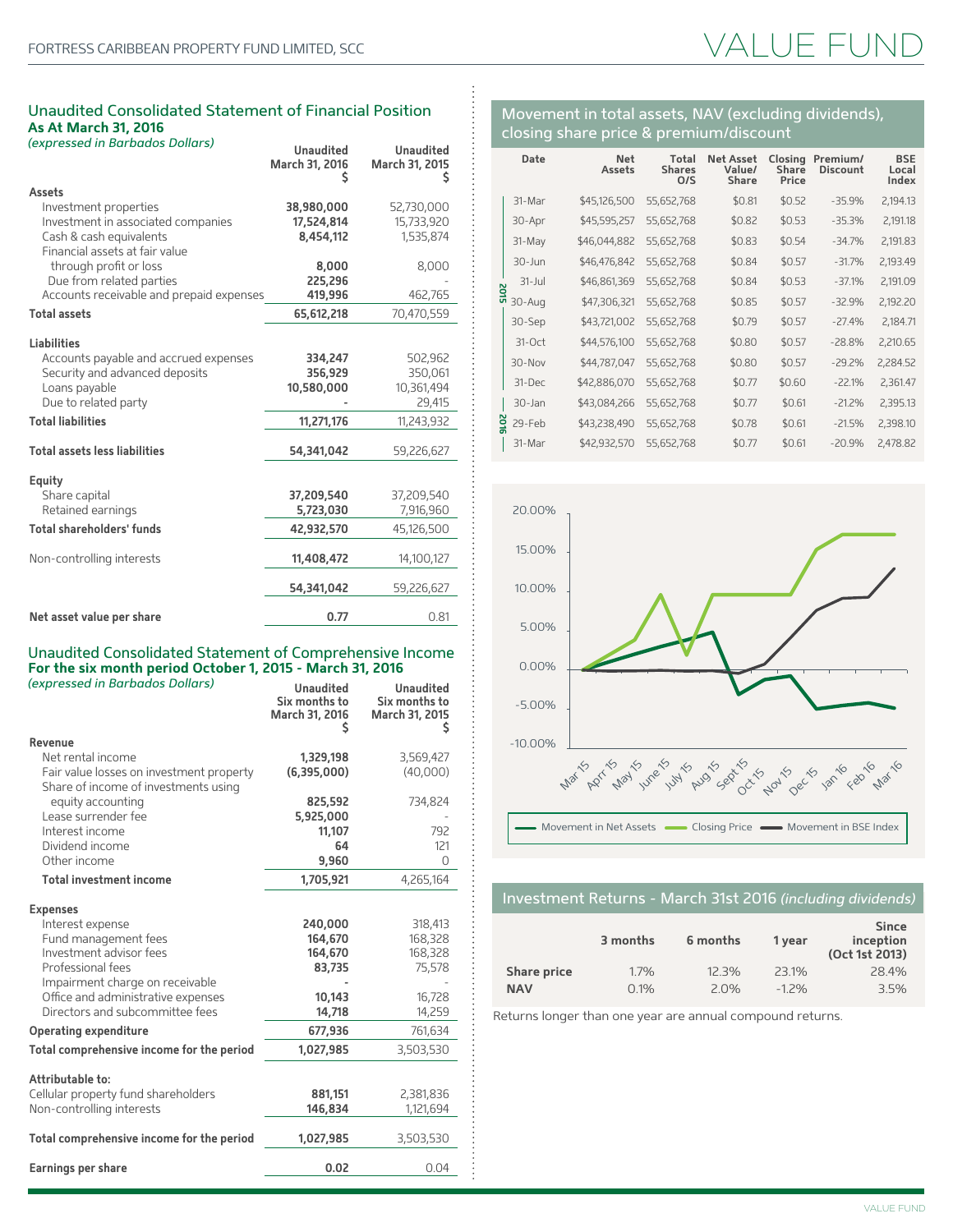FORTRESS CARIBBEAN PROPERTY FUND LIMITED, SCC

# VALUE FUND

## Unaudited Consolidated Statement of Financial Position

**As At March 31, 2016**

*(expressed in Barbados Dollars)*

| | Unaudited March 31, 2016 $ | Unaudited March 31, 2015 $ |
|---|---|---|
| **Assets** | | |
| Investment properties | **38,980,000** | 52,730,000 |
| Investment in associated companies | **17,524,814** | 15,733,920 |
| Cash & cash equivalents | **8,454,112** | 1,535,874 |
| Financial assets at fair value through profit or loss | **8,000** | 8,000 |
| Due from related parties | **225,296** | - |
| Accounts receivable and prepaid expenses | **419,996** | 462,765 |
| **Total assets** | **65,612,218** | 70,470,559 |
| **Liabilities** | | |
| Accounts payable and accrued expenses | **334,247** | 502,962 |
| Security and advanced deposits | **356,929** | 350,061 |
| Loans payable | **10,580,000** | 10,361,494 |
| Due to related party | **-** | 29,415 |
| **Total liabilities** | **11,271,176** | 11,243,932 |
| **Total assets less liabilities** | **54,341,042** | 59,226,627 |
| **Equity** | | |
| Share capital | **37,209,540** | 37,209,540 |
| Retained earnings | **5,723,030** | 7,916,960 |
| **Total shareholders' funds** | **42,932,570** | 45,126,500 |
| Non-controlling interests | **11,408,472** | 14,100,127 |
| | **54,341,042** | 59,226,627 |
| **Net asset value per share** | **0.77** | 0.81 |

## Unaudited Consolidated Statement of Comprehensive Income

**For the six month period October 1, 2015 - March 31, 2016**

*(expressed in Barbados Dollars)*

| | Unaudited Six months to March 31, 2016 $ | Unaudited Six months to March 31, 2015 $ |
|---|---|---|
| **Revenue** | | |
| Net rental income | **1,329,198** | 3,569,427 |
| Fair value losses on investment property | **(6,395,000)** | (40,000) |
| Share of income of investments using equity accounting | **825,592** | 734,824 |
| Lease surrender fee | **5,925,000** | - |
| Interest income | **11,107** | 792 |
| Dividend income | **64** | 121 |
| Other income | **9,960** | 0 |
| **Total investment income** | **1,705,921** | 4,265,164 |
| **Expenses** | | |
| Interest expense | **240,000** | 318,413 |
| Fund management fees | **164,670** | 168,328 |
| Investment advisor fees | **164,670** | 168,328 |
| Professional fees | **83,735** | 75,578 |
| Impairment charge on receivable | **-** | - |
| Office and administrative expenses | **10,143** | 16,728 |
| Directors and subcommittee fees | **14,718** | 14,259 |
| **Operating expenditure** | **677,936** | 761,634 |
| **Total comprehensive income for the period** | **1,027,985** | 3,503,530 |
| **Attributable to:** | | |
| Cellular property fund shareholders | **881,151** | 2,381,836 |
| Non-controlling interests | **146,834** | 1,121,694 |
| **Total comprehensive income for the period** | **1,027,985** | 3,503,530 |
| **Earnings per share** | **0.02** | 0.04 |

## Movement in total assets, NAV (excluding dividends), closing share price & premium/discount

| Year | Date | Net Assets | Total Shares O/S | Net Asset Value/ Share | Closing Share Price | Premium/ Discount | BSE Local Index |
|---|---|---|---|---|---|---|---|
| 2015 | 31-Mar | $45,126,500 | 55,652,768 | $0.81 | $0.52 | -35.9% | 2,194.13 |
| | 30-Apr | $45,595,257 | 55,652,768 | $0.82 | $0.53 | -35.3% | 2,191.18 |
| | 31-May | $46,044,882 | 55,652,768 | $0.83 | $0.54 | -34.7% | 2,191.83 |
| | 30-Jun | $46,476,842 | 55,652,768 | $0.84 | $0.57 | -31.7% | 2,193.49 |
| | 31-Jul | $46,861,369 | 55,652,768 | $0.84 | $0.53 | -37.1% | 2,191.09 |
| | 30-Aug | $47,306,321 | 55,652,768 | $0.85 | $0.57 | -32.9% | 2,192.20 |
| | 30-Sep | $43,721,002 | 55,652,768 | $0.79 | $0.57 | -27.4% | 2,184.71 |
| | 31-Oct | $44,576,100 | 55,652,768 | $0.80 | $0.57 | -28.8% | 2,210.65 |
| | 30-Nov | $44,787,047 | 55,652,768 | $0.80 | $0.57 | -29.2% | 2,284.52 |
| | 31-Dec | $42,886,070 | 55,652,768 | $0.77 | $0.60 | -22.1% | 2,361.47 |
| 2016 | 30-Jan | $43,084,266 | 55,652,768 | $0.77 | $0.61 | -21.2% | 2,395.13 |
| | 29-Feb | $43,238,490 | 55,652,768 | $0.78 | $0.61 | -21.5% | 2,398.10 |
| | 31-Mar | $42,932,570 | 55,652,768 | $0.77 | $0.61 | -20.9% | 2,478.82 |

Legend: Movement in Net Assets, Closing Price, Movement in BSE Index (Mar 15 – Mar 16)

## Investment Returns - March 31st 2016 *(including dividends)*

| | 3 months | 6 months | 1 year | Since inception (Oct 1st 2013) |
|---|---|---|---|---|
| **Share price** | 1.7% | 12.3% | 23.1% | 28.4% |
| **NAV** | 0.1% | 2.0% | -1.2% | 3.5% |

Returns longer than one year are annual compound returns.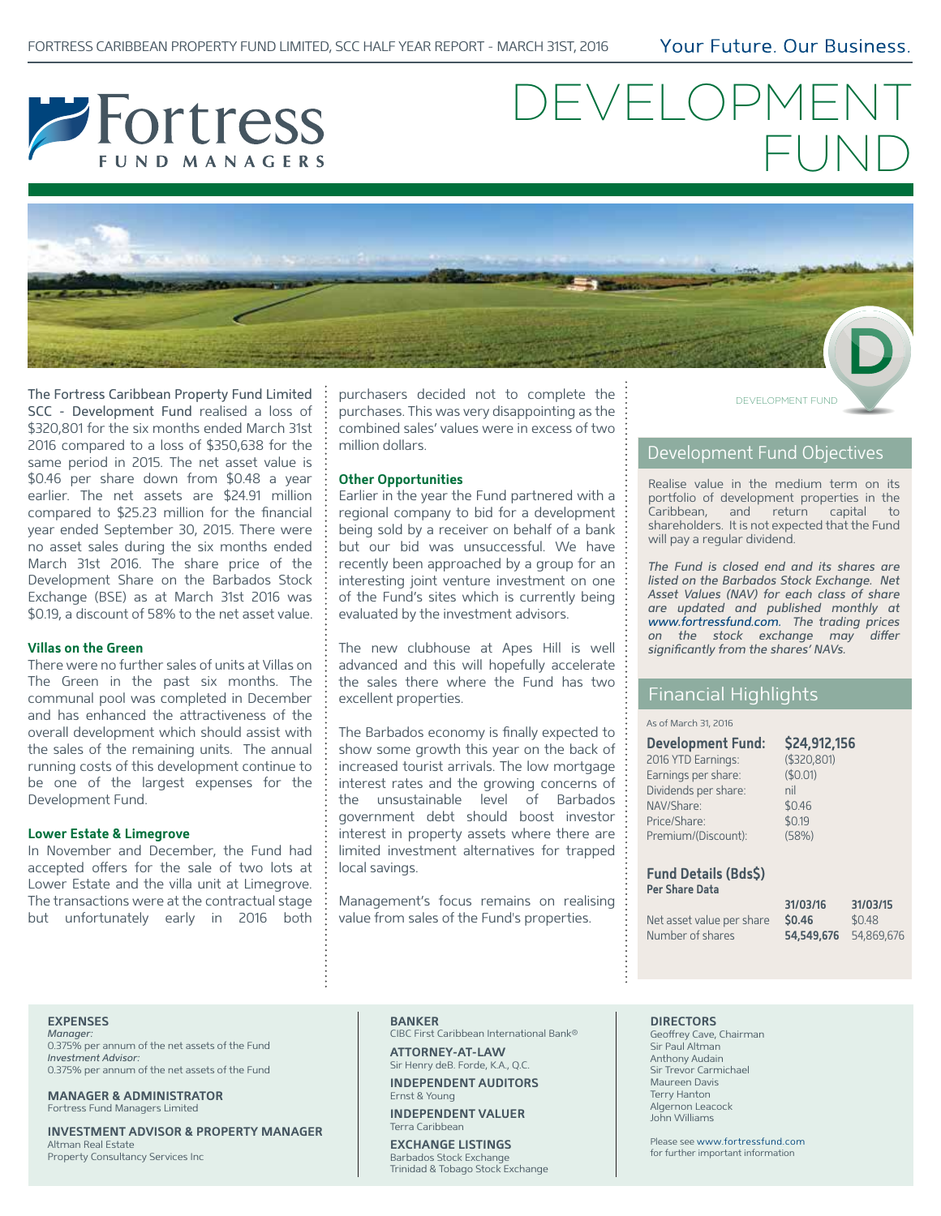# DEVELOPMENT FUND

The Fortress Caribbean Property Fund Limited SCC - Development Fund realised a loss of $320,801 for the six months ended March 31st 2016 compared to a loss of $350,638 for the same period in 2015. The net asset value is $0.46 per share down from $0.48 a year earlier. The net assets are $24.91 million compared to $25.23 million for the financial year ended September 30, 2015. There were no asset sales during the six months ended March 31st 2016. The share price of the Development Share on the Barbados Stock Exchange (BSE) as at March 31st 2016 was $0.19, a discount of 58% to the net asset value.

### Villas on the Green

There were no further sales of units at Villas on The Green in the past six months. The communal pool was completed in December and has enhanced the attractiveness of the overall development which should assist with the sales of the remaining units. The annual running costs of this development continue to be one of the largest expenses for the Development Fund.

### Lower Estate & Limegrove

In November and December, the Fund had accepted offers for the sale of two lots at Lower Estate and the villa unit at Limegrove. The transactions were at the contractual stage but unfortunately early in 2016 both purchasers decided not to complete the purchases. This was very disappointing as the combined sales' values were in excess of two million dollars.

### Other Opportunities

Earlier in the year the Fund partnered with a regional company to bid for a development being sold by a receiver on behalf of a bank but our bid was unsuccessful. We have recently been approached by a group for an interesting joint venture investment on one of the Fund's sites which is currently being evaluated by the investment advisors.

The new clubhouse at Apes Hill is well advanced and this will hopefully accelerate the sales there where the Fund has two excellent properties.

The Barbados economy is finally expected to show some growth this year on the back of increased tourist arrivals. The low mortgage interest rates and the growing concerns of the unsustainable level of Barbados government debt should boost investor interest in property assets where there are limited investment alternatives for trapped local savings.

Management's focus remains on realising value from sales of the Fund's properties.

## Development Fund Objectives

Realise value in the medium term on its portfolio of development properties in the Caribbean, and return capital to shareholders. It is not expected that the Fund will pay a regular dividend.

*The Fund is closed end and its shares are listed on the Barbados Stock Exchange. Net Asset Values (NAV) for each class of share are updated and published monthly at www.fortressfund.com. The trading prices on the stock exchange may differ significantly from the shares' NAVs.*

## Financial Highlights

As of March 31, 2016

| **Development Fund:** | **$24,912,156** |
|---|---|
| 2016 YTD Earnings: | ($320,801) |
| Earnings per share: | ($0.01) |
| Dividends per share: | nil |
| NAV/Share: | $0.46 |
| Price/Share: | $0.19 |
| Premium/(Discount): | (58%) |

### Fund Details (Bds$)

**Per Share Data**

| | 31/03/16 | 31/03/15 |
|---|---|---|
| Net asset value per share | **$0.46** | $0.48 |
| Number of shares | **54,549,676** | 54,869,676 |

**EXPENSES**
*Manager:*
0.375% per annum of the net assets of the Fund
*Investment Advisor:*
0.375% per annum of the net assets of the Fund

**MANAGER & ADMINISTRATOR**
Fortress Fund Managers Limited

**INVESTMENT ADVISOR & PROPERTY MANAGER**
Altman Real Estate
Property Consultancy Services Inc

**BANKER**
CIBC First Caribbean International Bank®

**ATTORNEY-AT-LAW**
Sir Henry deB. Forde, K.A., Q.C.

**INDEPENDENT AUDITORS**
Ernst & Young

**INDEPENDENT VALUER**
Terra Caribbean

**EXCHANGE LISTINGS**
Barbados Stock Exchange
Trinidad & Tobago Stock Exchange

**DIRECTORS**
Geoffrey Cave, Chairman
Sir Paul Altman
Anthony Audain
Sir Trevor Carmichael
Maureen Davis
Terry Hanton
Algernon Leacock
John Williams

Please see www.fortressfund.com for further important information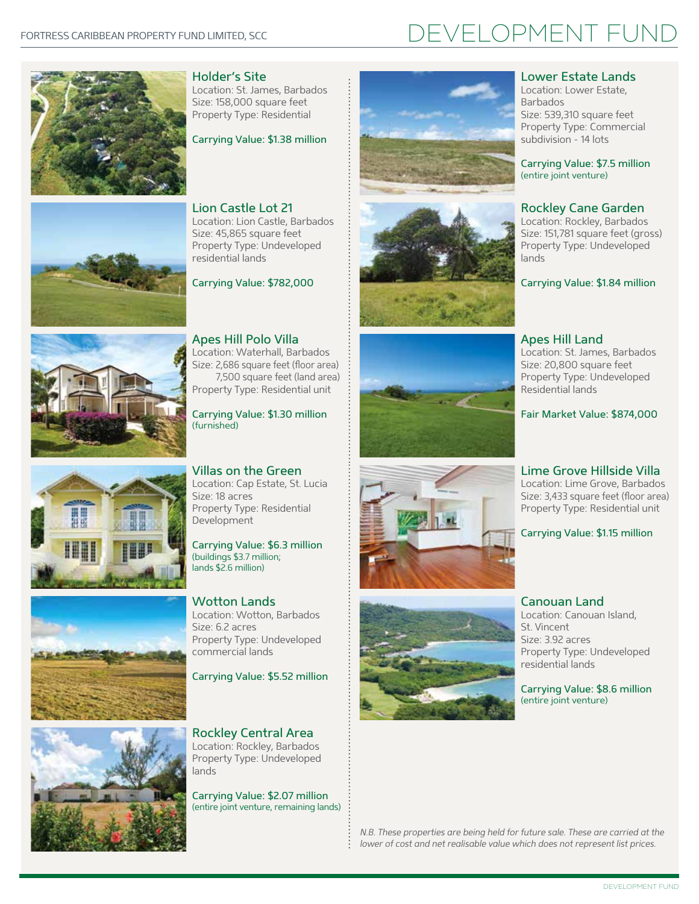# DEVELOPMENT FUND

### Holder's Site
Location: St. James, Barbados
Size: 158,000 square feet
Property Type: Residential

**Carrying Value: $1.38 million**

### Lion Castle Lot 21
Location: Lion Castle, Barbados
Size: 45,865 square feet
Property Type: Undeveloped residential lands

**Carrying Value: $782,000**

### Apes Hill Polo Villa
Location: Waterhall, Barbados
Size: 2,686 square feet (floor area)
7,500 square feet (land area)
Property Type: Residential unit

**Carrying Value: $1.30 million**
(furnished)

### Villas on the Green
Location: Cap Estate, St. Lucia
Size: 18 acres
Property Type: Residential Development

**Carrying Value: $6.3 million**
(buildings $3.7 million;
lands $2.6 million)

### Wotton Lands
Location: Wotton, Barbados
Size: 6.2 acres
Property Type: Undeveloped commercial lands

**Carrying Value: $5.52 million**

### Rockley Central Area
Location: Rockley, Barbados
Property Type: Undeveloped lands

**Carrying Value: $2.07 million**
(entire joint venture, remaining lands)

### Lower Estate Lands
Location: Lower Estate, Barbados
Size: 539,310 square feet
Property Type: Commercial subdivision - 14 lots

**Carrying Value: $7.5 million**
(entire joint venture)

### Rockley Cane Garden
Location: Rockley, Barbados
Size: 151,781 square feet (gross)
Property Type: Undeveloped lands

**Carrying Value: $1.84 million**

### Apes Hill Land
Location: St. James, Barbados
Size: 20,800 square feet
Property Type: Undeveloped Residential lands

**Fair Market Value: $874,000**

### Lime Grove Hillside Villa
Location: Lime Grove, Barbados
Size: 3,433 square feet (floor area)
Property Type: Residential unit

**Carrying Value: $1.15 million**

### Canouan Land
Location: Canouan Island, St. Vincent
Size: 3.92 acres
Property Type: Undeveloped residential lands

**Carrying Value: $8.6 million**
(entire joint venture)

*N.B. These properties are being held for future sale. These are carried at the lower of cost and net realisable value which does not represent list prices.*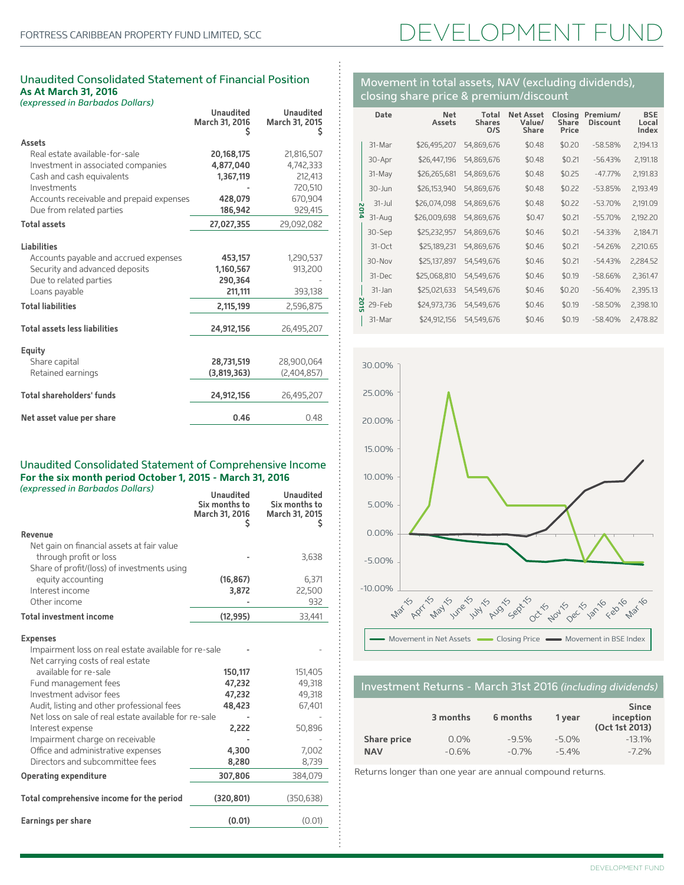# DEVELOPMENT FUND

## Unaudited Consolidated Statement of Financial Position
**As At March 31, 2016**
*(expressed in Barbados Dollars)*

| | Unaudited March 31, 2016 $ | Unaudited March 31, 2015 $ |
|---|---|---|
| **Assets** | | |
| Real estate available-for-sale | **20,168,175** | 21,816,507 |
| Investment in associated companies | **4,877,040** | 4,742,333 |
| Cash and cash equivalents | **1,367,119** | 212,413 |
| Investments | **-** | 720,510 |
| Accounts receivable and prepaid expenses | **428,079** | 670,904 |
| Due from related parties | **186,942** | 929,415 |
| **Total assets** | **27,027,355** | 29,092,082 |
| **Liabilities** | | |
| Accounts payable and accrued expenses | **453,157** | 1,290,537 |
| Security and advanced deposits | **1,160,567** | 913,200 |
| Due to related parties | **290,364** | - |
| Loans payable | **211,111** | 393,138 |
| **Total liabilities** | **2,115,199** | 2,596,875 |
| **Total assets less liabilities** | **24,912,156** | 26,495,207 |
| **Equity** | | |
| Share capital | **28,731,519** | 28,900,064 |
| Retained earnings | **(3,819,363)** | (2,404,857) |
| **Total shareholders' funds** | **24,912,156** | 26,495,207 |
| **Net asset value per share** | **0.46** | 0.48 |

## Unaudited Consolidated Statement of Comprehensive Income
**For the six month period October 1, 2015 - March 31, 2016**
*(expressed in Barbados Dollars)*

| | Unaudited Six months to March 31, 2016 $ | Unaudited Six months to March 31, 2015 $ |
|---|---|---|
| **Revenue** | | |
| Net gain on financial assets at fair value through profit or loss | **-** | 3,638 |
| Share of profit/(loss) of investments using equity accounting | **(16,867)** | 6,371 |
| Interest income | **3,872** | 22,500 |
| Other income | **-** | 932 |
| **Total investment income** | **(12,995)** | 33,441 |
| **Expenses** | | |
| Impairment loss on real estate available for re-sale | **-** | - |
| Net carrying costs of real estate available for re-sale | **150,117** | 151,405 |
| Fund management fees | **47,232** | 49,318 |
| Investment advisor fees | **47,232** | 49,318 |
| Audit, listing and other professional fees | **48,423** | 67,401 |
| Net loss on sale of real estate available for re-sale | **-** | - |
| Interest expense | **2,222** | 50,896 |
| Impairment charge on receivable | **-** | - |
| Office and administrative expenses | **4,300** | 7,002 |
| Directors and subcommittee fees | **8,280** | 8,739 |
| **Operating expenditure** | **307,806** | 384,079 |
| **Total comprehensive income for the period** | **(320,801)** | (350,638) |
| **Earnings per share** | **(0.01)** | (0.01) |

## Movement in total assets, NAV (excluding dividends), closing share price & premium/discount

| Year | Date | Net Assets | Total Shares O/S | Net Asset Value/ Share | Closing Share Price | Premium/ Discount | BSE Local Index |
|---|---|---|---|---|---|---|---|
| 2014 | 31-Mar | $26,495,207 | 54,869,676 | $0.48 | $0.20 | -58.58% | 2,194.13 |
| | 30-Apr | $26,447,196 | 54,869,676 | $0.48 | $0.21 | -56.43% | 2,191.18 |
| | 31-May | $26,265,681 | 54,869,676 | $0.48 | $0.25 | -47.77% | 2,191.83 |
| | 30-Jun | $26,153,940 | 54,869,676 | $0.48 | $0.22 | -53.85% | 2,193.49 |
| | 31-Jul | $26,074,098 | 54,869,676 | $0.48 | $0.22 | -53.70% | 2,191.09 |
| | 31-Aug | $26,009,698 | 54,869,676 | $0.47 | $0.21 | -55.70% | 2,192.20 |
| | 30-Sep | $25,232,957 | 54,869,676 | $0.46 | $0.21 | -54.33% | 2,184.71 |
| | 31-Oct | $25,189,231 | 54,869,676 | $0.46 | $0.21 | -54.26% | 2,210.65 |
| | 30-Nov | $25,137,897 | 54,549,676 | $0.46 | $0.21 | -54.43% | 2,284.52 |
| | 31-Dec | $25,068,810 | 54,549,676 | $0.46 | $0.19 | -58.66% | 2,361.47 |
| 2015 | 31-Jan | $25,021,633 | 54,549,676 | $0.46 | $0.20 | -56.40% | 2,395.13 |
| | 29-Feb | $24,973,736 | 54,549,676 | $0.46 | $0.19 | -58.50% | 2,398.10 |
| | 31-Mar | $24,912,156 | 54,549,676 | $0.46 | $0.19 | -58.40% | 2,478.82 |

30.00%
25.00%
20.00%
15.00%
10.00%
5.00%
0.00%
-5.00%
-10.00%

Mar 15, Aprr 15, May 15, June 15, July 15, Aug 15, Sept 15, Oct 15, Nov 15, Dec 15, Jan 16, Feb 16, Mar 16

Movement in Net Assets — Closing Price — Movement in BSE Index

## Investment Returns - March 31st 2016 *(including dividends)*

| | 3 months | 6 months | 1 year | Since inception (Oct 1st 2013) |
|---|---|---|---|---|
| **Share price** | 0.0% | -9.5% | -5.0% | -13.1% |
| **NAV** | -0.6% | -0.7% | -5.4% | -7.2% |

Returns longer than one year are annual compound returns.